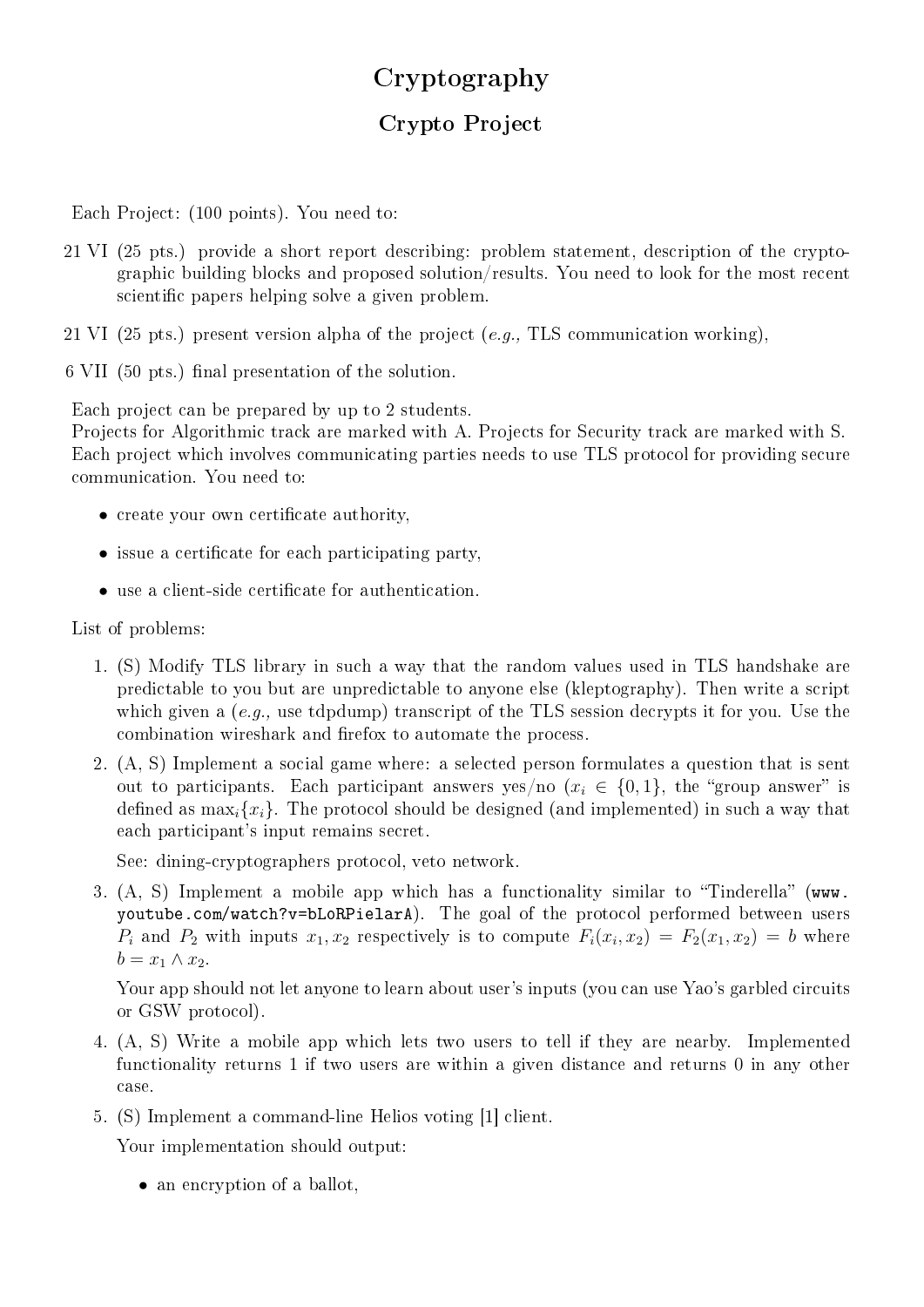# Cryptography

## Crypto Project

Each Project: (100 points). You need to:

21 VI (25 pts.) provide a short report describing: problem statement, description of the cryptographic building blocks and proposed solution/results. You need to look for the most recent scientific papers helping solve a given problem.

21 VI (25 pts.) present version alpha of the project (*e.g.,* TLS communication working),

6 VII (50 pts.) final presentation of the solution.

Each project can be prepared by up to 2 students.
Projects for Algorithmic track are marked with A. Projects for Security track are marked with S.
Each project which involves communicating parties needs to use TLS protocol for providing secure communication. You need to:

- create your own certificate authority,
- issue a certificate for each participating party,
- use a client-side certificate for authentication.

List of problems:

1. (S) Modify TLS library in such a way that the random values used in TLS handshake are predictable to you but are unpredictable to anyone else (kleptography). Then write a script which given a (*e.g.,* use tdpdump) transcript of the TLS session decrypts it for you. Use the combination wireshark and firefox to automate the process.

2. (A, S) Implement a social game where: a selected person formulates a question that is sent out to participants. Each participant answers yes/no ($x_i \in \{0, 1\}$, the "group answer" is defined as $\max_i\{x_i\}$. The protocol should be designed (and implemented) in such a way that each participant's input remains secret.

   See: dining-cryptographers protocol, veto network.

3. (A, S) Implement a mobile app which has a functionality similar to "Tinderella" (`www.youtube.com/watch?v=bLoRPielarA`). The goal of the protocol performed between users $P_i$ and $P_2$ with inputs $x_1, x_2$ respectively is to compute $F_i(x_i, x_2) = F_2(x_1, x_2) = b$ where $b = x_1 \wedge x_2$.

   Your app should not let anyone to learn about user's inputs (you can use Yao's garbled circuits or GSW protocol).

4. (A, S) Write a mobile app which lets two users to tell if they are nearby. Implemented functionality returns 1 if two users are within a given distance and returns 0 in any other case.

5. (S) Implement a command-line Helios voting [1] client.

   Your implementation should output:

   - an encryption of a ballot,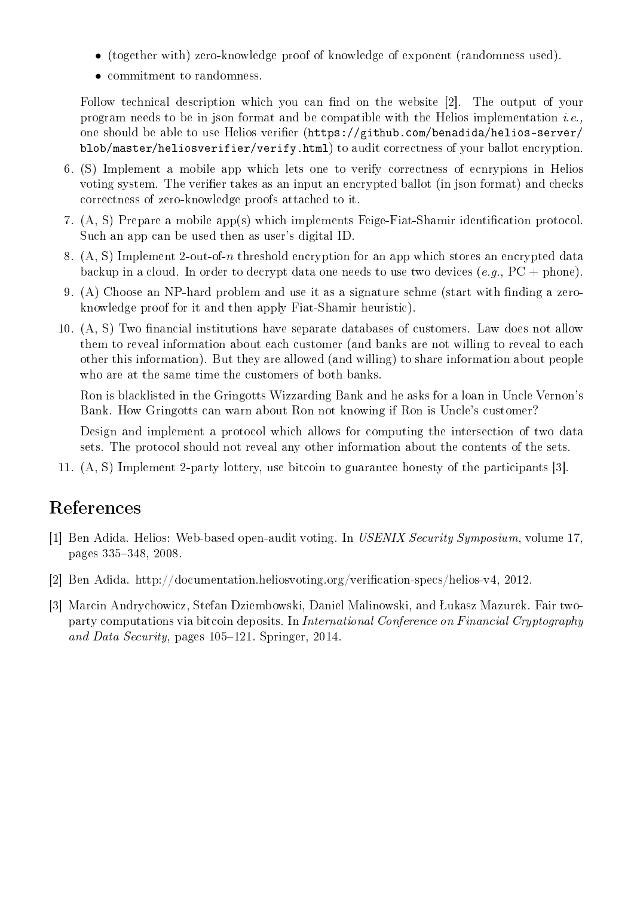- (together with) zero-knowledge proof of knowledge of exponent (randomness used).
- commitment to randomness.

Follow technical description which you can find on the website [2]. The output of your program needs to be in json format and be compatible with the Helios implementation *i.e.,* one should be able to use Helios verifier (`https://github.com/benadida/helios-server/blob/master/heliosverifier/verify.html`) to audit correctness of your ballot encryption.

6. (S) Implement a mobile app which lets one to verify correctness of ecnrypions in Helios voting system. The verifier takes as an input an encrypted ballot (in json format) and checks correctness of zero-knowledge proofs attached to it.

7. (A, S) Prepare a mobile app(s) which implements Feige-Fiat-Shamir identification protocol. Such an app can be used then as user's digital ID.

8. (A, S) Implement 2-out-of-$n$ threshold encryption for an app which stores an encrypted data backup in a cloud. In order to decrypt data one needs to use two devices (*e.g.,* PC + phone).

9. (A) Choose an NP-hard problem and use it as a signature schme (start with finding a zero-knowledge proof for it and then apply Fiat-Shamir heuristic).

10. (A, S) Two financial institutions have separate databases of customers. Law does not allow them to reveal information about each customer (and banks are not willing to reveal to each other this information). But they are allowed (and willing) to share information about people who are at the same time the customers of both banks.

    Ron is blacklisted in the Gringotts Wizzarding Bank and he asks for a loan in Uncle Vernon's Bank. How Gringotts can warn about Ron not knowing if Ron is Uncle's customer?

    Design and implement a protocol which allows for computing the intersection of two data sets. The protocol should not reveal any other information about the contents of the sets.

11. (A, S) Implement 2-party lottery, use bitcoin to guarantee honesty of the participants [3].

## References

[1] Ben Adida. Helios: Web-based open-audit voting. In *USENIX Security Symposium*, volume 17, pages 335–348, 2008.

[2] Ben Adida. http://documentation.heliosvoting.org/verification-specs/helios-v4, 2012.

[3] Marcin Andrychowicz, Stefan Dziembowski, Daniel Malinowski, and Łukasz Mazurek. Fair two-party computations via bitcoin deposits. In *International Conference on Financial Cryptography and Data Security*, pages 105–121. Springer, 2014.